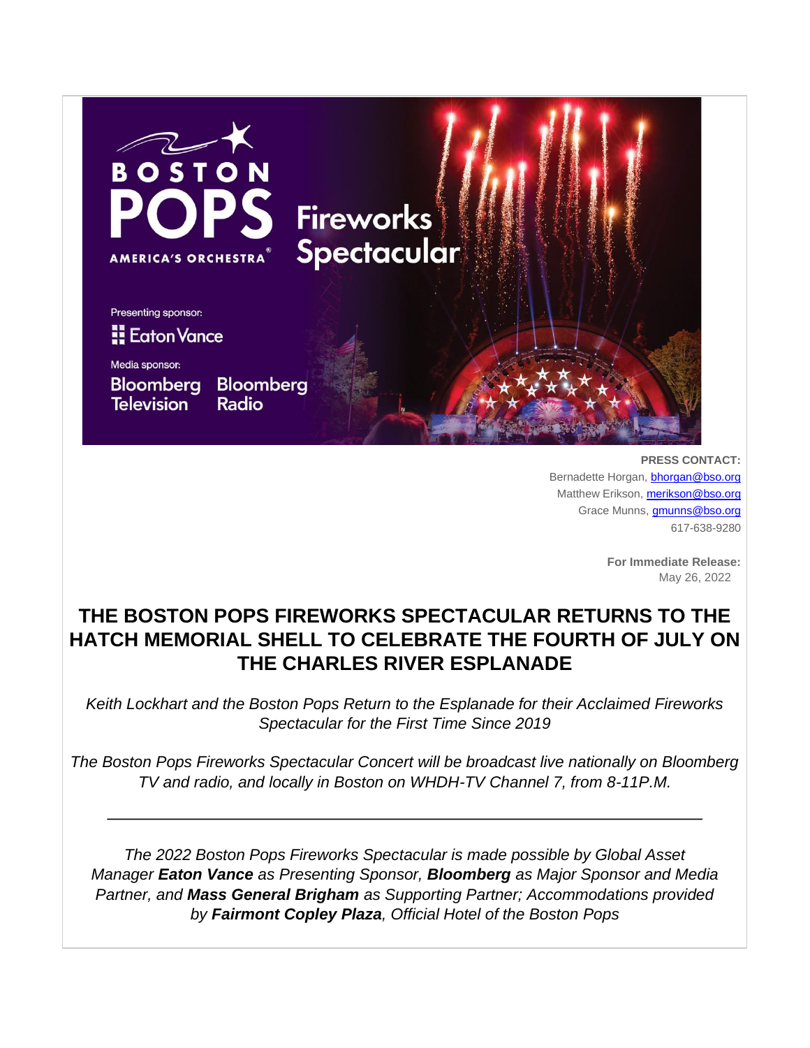**PRESS CONTACT:**
Bernadette Horgan, bhorgan@bso.org
Matthew Erikson, merikson@bso.org
Grace Munns, gmunns@bso.org
617-638-9280

**For Immediate Release:**
May 26, 2022

# THE BOSTON POPS FIREWORKS SPECTACULAR RETURNS TO THE HATCH MEMORIAL SHELL TO CELEBRATE THE FOURTH OF JULY ON THE CHARLES RIVER ESPLANADE

*Keith Lockhart and the Boston Pops Return to the Esplanade for their Acclaimed Fireworks Spectacular for the First Time Since 2019*

*The Boston Pops Fireworks Spectacular Concert will be broadcast live nationally on Bloomberg TV and radio, and locally in Boston on WHDH-TV Channel 7, from 8-11P.M.*

---

*The 2022 Boston Pops Fireworks Spectacular is made possible by Global Asset Manager **Eaton Vance** as Presenting Sponsor, **Bloomberg** as Major Sponsor and Media Partner, and **Mass General Brigham** as Supporting Partner; Accommodations provided by **Fairmont Copley Plaza**, Official Hotel of the Boston Pops*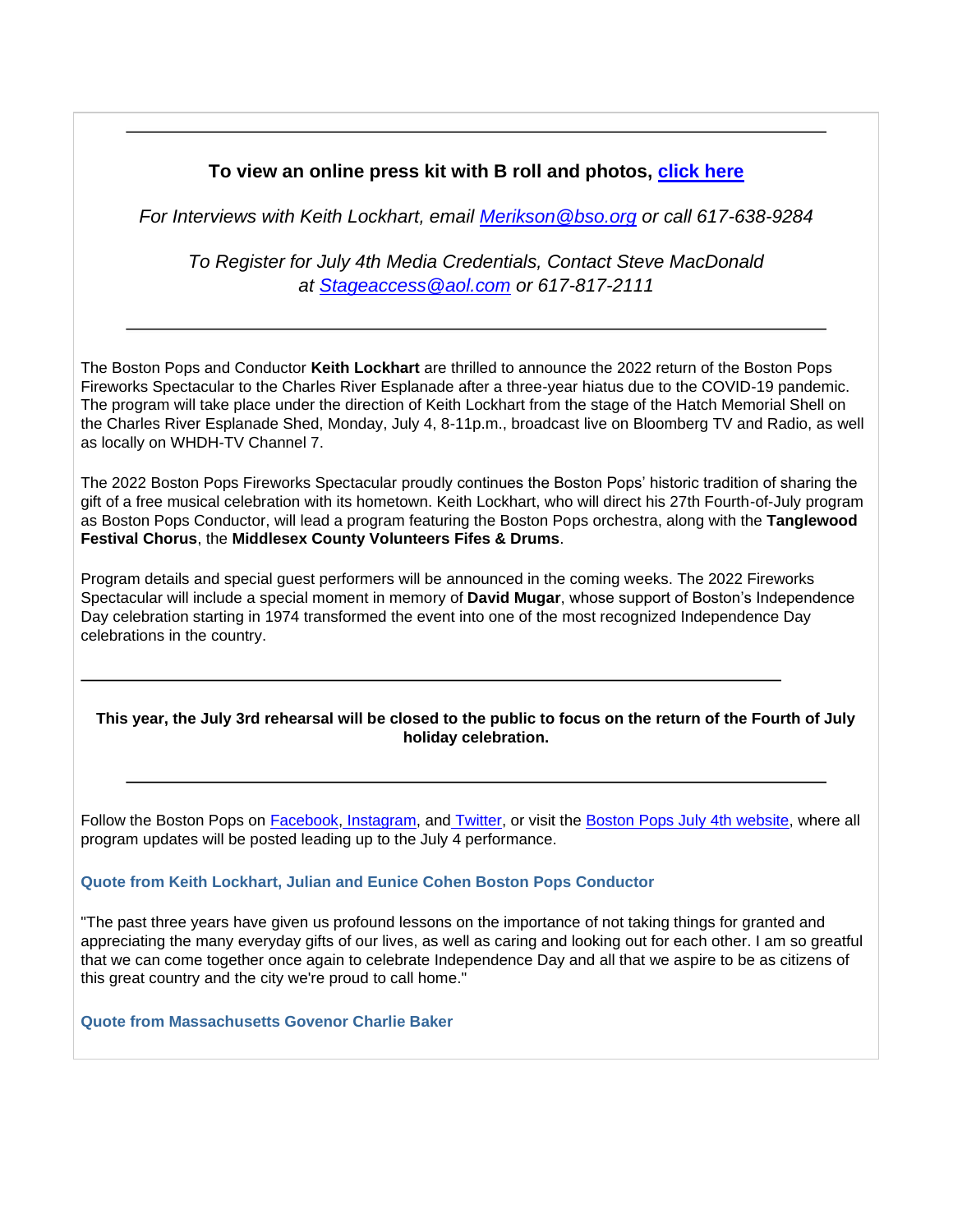---

**To view an online press kit with B roll and photos, click here**

*For Interviews with Keith Lockhart, email Merikson@bso.org or call 617-638-9284*

*To Register for July 4th Media Credentials, Contact Steve MacDonald at Stageaccess@aol.com or 617-817-2111*

---

The Boston Pops and Conductor **Keith Lockhart** are thrilled to announce the 2022 return of the Boston Pops Fireworks Spectacular to the Charles River Esplanade after a three-year hiatus due to the COVID-19 pandemic. The program will take place under the direction of Keith Lockhart from the stage of the Hatch Memorial Shell on the Charles River Esplanade Shed, Monday, July 4, 8-11p.m., broadcast live on Bloomberg TV and Radio, as well as locally on WHDH-TV Channel 7.

The 2022 Boston Pops Fireworks Spectacular proudly continues the Boston Pops' historic tradition of sharing the gift of a free musical celebration with its hometown. Keith Lockhart, who will direct his 27th Fourth-of-July program as Boston Pops Conductor, will lead a program featuring the Boston Pops orchestra, along with the **Tanglewood Festival Chorus**, the **Middlesex County Volunteers Fifes & Drums**.

Program details and special guest performers will be announced in the coming weeks. The 2022 Fireworks Spectacular will include a special moment in memory of **David Mugar**, whose support of Boston's Independence Day celebration starting in 1974 transformed the event into one of the most recognized Independence Day celebrations in the country.

---

**This year, the July 3rd rehearsal will be closed to the public to focus on the return of the Fourth of July holiday celebration.**

---

Follow the Boston Pops on Facebook, Instagram, and Twitter, or visit the Boston Pops July 4th website, where all program updates will be posted leading up to the July 4 performance.

**Quote from Keith Lockhart, Julian and Eunice Cohen Boston Pops Conductor**

"The past three years have given us profound lessons on the importance of not taking things for granted and appreciating the many everyday gifts of our lives, as well as caring and looking out for each other. I am so greatful that we can come together once again to celebrate Independence Day and all that we aspire to be as citizens of this great country and the city we're proud to call home."

**Quote from Massachusetts Govenor Charlie Baker**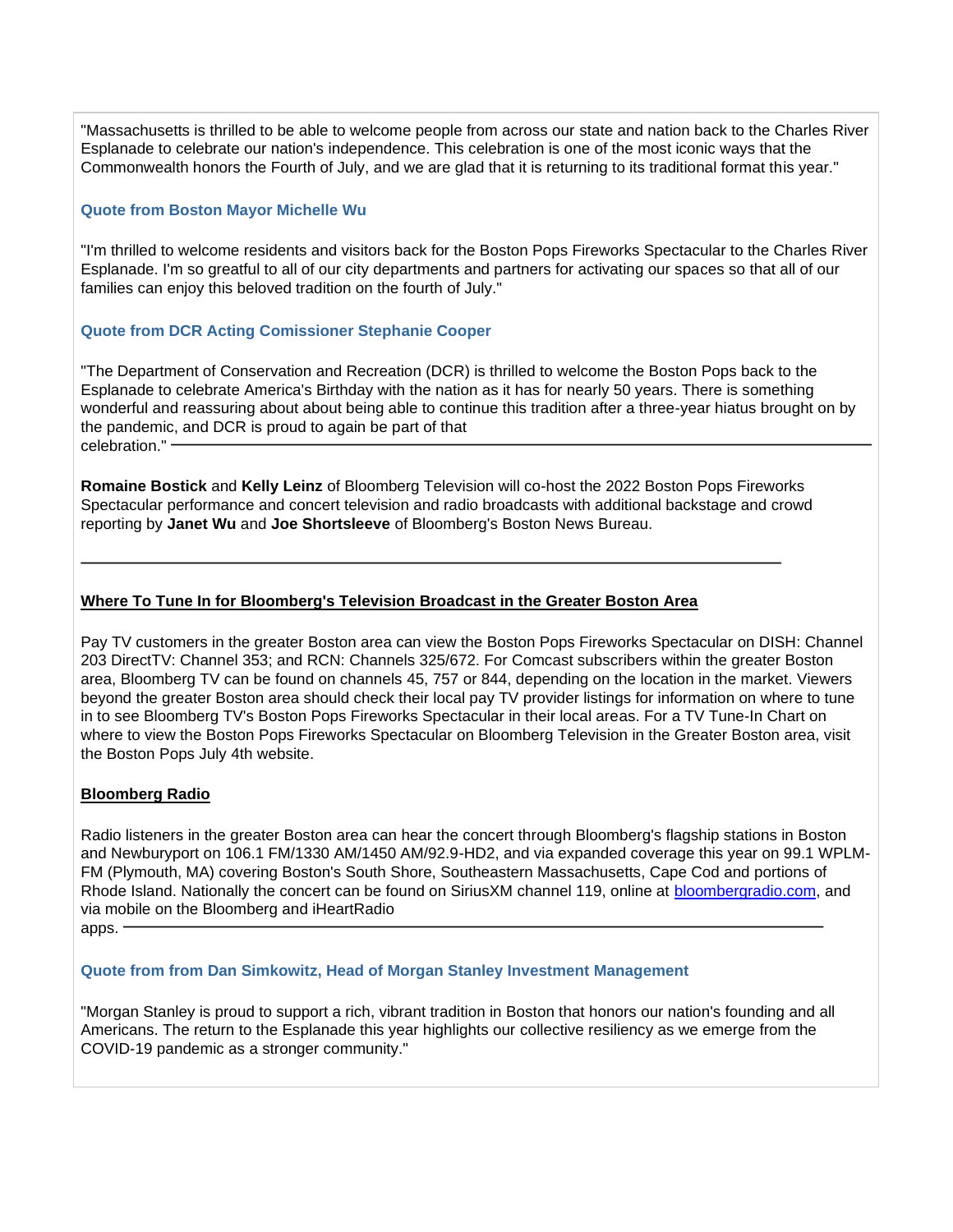"Massachusetts is thrilled to be able to welcome people from across our state and nation back to the Charles River Esplanade to celebrate our nation's independence. This celebration is one of the most iconic ways that the Commonwealth honors the Fourth of July, and we are glad that it is returning to its traditional format this year."

**Quote from Boston Mayor Michelle Wu**

"I'm thrilled to welcome residents and visitors back for the Boston Pops Fireworks Spectacular to the Charles River Esplanade. I'm so greatful to all of our city departments and partners for activating our spaces so that all of our families can enjoy this beloved tradition on the fourth of July."

**Quote from DCR Acting Comissioner Stephanie Cooper**

"The Department of Conservation and Recreation (DCR) is thrilled to welcome the Boston Pops back to the Esplanade to celebrate America's Birthday with the nation as it has for nearly 50 years. There is something wonderful and reassuring about about being able to continue this tradition after a three-year hiatus brought on by the pandemic, and DCR is proud to again be part of that celebration."

---

**Romaine Bostick** and **Kelly Leinz** of Bloomberg Television will co-host the 2022 Boston Pops Fireworks Spectacular performance and concert television and radio broadcasts with additional backstage and crowd reporting by **Janet Wu** and **Joe Shortsleeve** of Bloomberg's Boston News Bureau.

---

**Where To Tune In for Bloomberg's Television Broadcast in the Greater Boston Area**

Pay TV customers in the greater Boston area can view the Boston Pops Fireworks Spectacular on DISH: Channel 203 DirectTV: Channel 353; and RCN: Channels 325/672. For Comcast subscribers within the greater Boston area, Bloomberg TV can be found on channels 45, 757 or 844, depending on the location in the market. Viewers beyond the greater Boston area should check their local pay TV provider listings for information on where to tune in to see Bloomberg TV's Boston Pops Fireworks Spectacular in their local areas. For a TV Tune-In Chart on where to view the Boston Pops Fireworks Spectacular on Bloomberg Television in the Greater Boston area, visit the Boston Pops July 4th website.

**Bloomberg Radio**

Radio listeners in the greater Boston area can hear the concert through Bloomberg's flagship stations in Boston and Newburyport on 106.1 FM/1330 AM/1450 AM/92.9-HD2, and via expanded coverage this year on 99.1 WPLM-FM (Plymouth, MA) covering Boston's South Shore, Southeastern Massachusetts, Cape Cod and portions of Rhode Island. Nationally the concert can be found on SiriusXM channel 119, online at bloombergradio.com, and via mobile on the Bloomberg and iHeartRadio apps.

---

**Quote from from Dan Simkowitz, Head of Morgan Stanley Investment Management**

"Morgan Stanley is proud to support a rich, vibrant tradition in Boston that honors our nation's founding and all Americans. The return to the Esplanade this year highlights our collective resiliency as we emerge from the COVID-19 pandemic as a stronger community."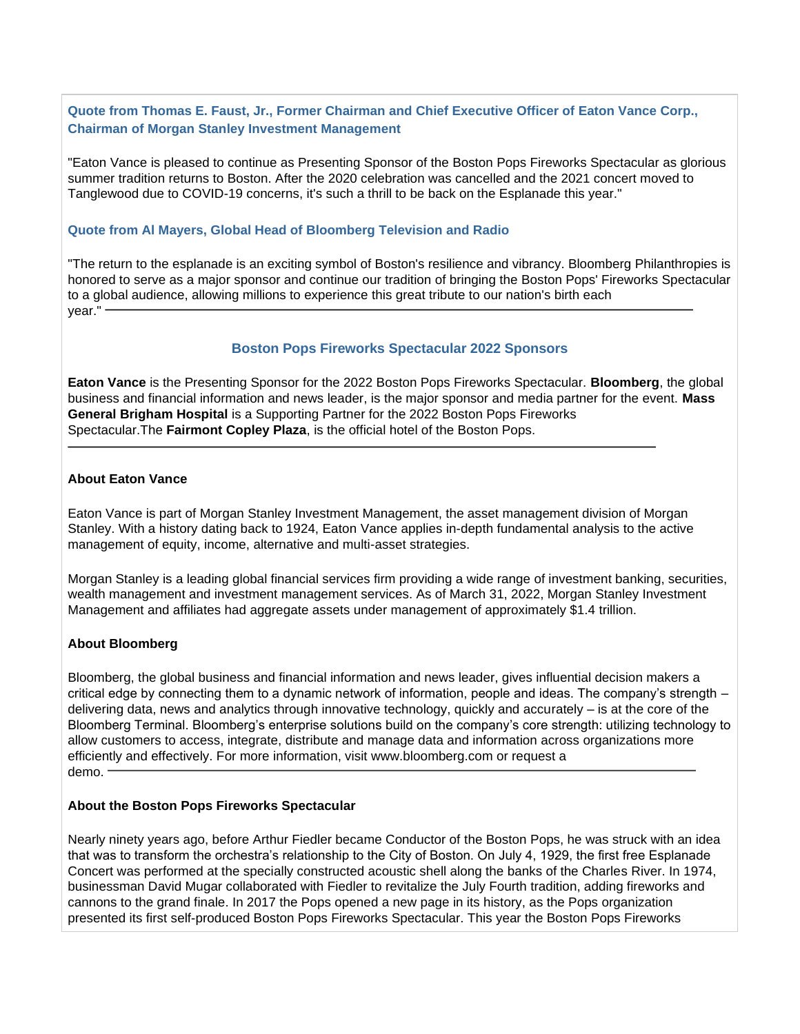### Quote from Thomas E. Faust, Jr., Former Chairman and Chief Executive Officer of Eaton Vance Corp., Chairman of Morgan Stanley Investment Management

"Eaton Vance is pleased to continue as Presenting Sponsor of the Boston Pops Fireworks Spectacular as glorious summer tradition returns to Boston. After the 2020 celebration was cancelled and the 2021 concert moved to Tanglewood due to COVID-19 concerns, it's such a thrill to be back on the Esplanade this year."

### Quote from Al Mayers, Global Head of Bloomberg Television and Radio

"The return to the esplanade is an exciting symbol of Boston's resilience and vibrancy. Bloomberg Philanthropies is honored to serve as a major sponsor and continue our tradition of bringing the Boston Pops' Fireworks Spectacular to a global audience, allowing millions to experience this great tribute to our nation's birth each year."

---

### Boston Pops Fireworks Spectacular 2022 Sponsors

**Eaton Vance** is the Presenting Sponsor for the 2022 Boston Pops Fireworks Spectacular. **Bloomberg**, the global business and financial information and news leader, is the major sponsor and media partner for the event. **Mass General Brigham Hospital** is a Supporting Partner for the 2022 Boston Pops Fireworks Spectacular.The **Fairmont Copley Plaza**, is the official hotel of the Boston Pops.

---

**About Eaton Vance**

Eaton Vance is part of Morgan Stanley Investment Management, the asset management division of Morgan Stanley. With a history dating back to 1924, Eaton Vance applies in-depth fundamental analysis to the active management of equity, income, alternative and multi-asset strategies.

Morgan Stanley is a leading global financial services firm providing a wide range of investment banking, securities, wealth management and investment management services. As of March 31, 2022, Morgan Stanley Investment Management and affiliates had aggregate assets under management of approximately $1.4 trillion.

**About Bloomberg**

Bloomberg, the global business and financial information and news leader, gives influential decision makers a critical edge by connecting them to a dynamic network of information, people and ideas. The company's strength – delivering data, news and analytics through innovative technology, quickly and accurately – is at the core of the Bloomberg Terminal. Bloomberg's enterprise solutions build on the company's core strength: utilizing technology to allow customers to access, integrate, distribute and manage data and information across organizations more efficiently and effectively. For more information, visit www.bloomberg.com or request a demo.

---

**About the Boston Pops Fireworks Spectacular**

Nearly ninety years ago, before Arthur Fiedler became Conductor of the Boston Pops, he was struck with an idea that was to transform the orchestra's relationship to the City of Boston. On July 4, 1929, the first free Esplanade Concert was performed at the specially constructed acoustic shell along the banks of the Charles River. In 1974, businessman David Mugar collaborated with Fiedler to revitalize the July Fourth tradition, adding fireworks and cannons to the grand finale. In 2017 the Pops opened a new page in its history, as the Pops organization presented its first self-produced Boston Pops Fireworks Spectacular. This year the Boston Pops Fireworks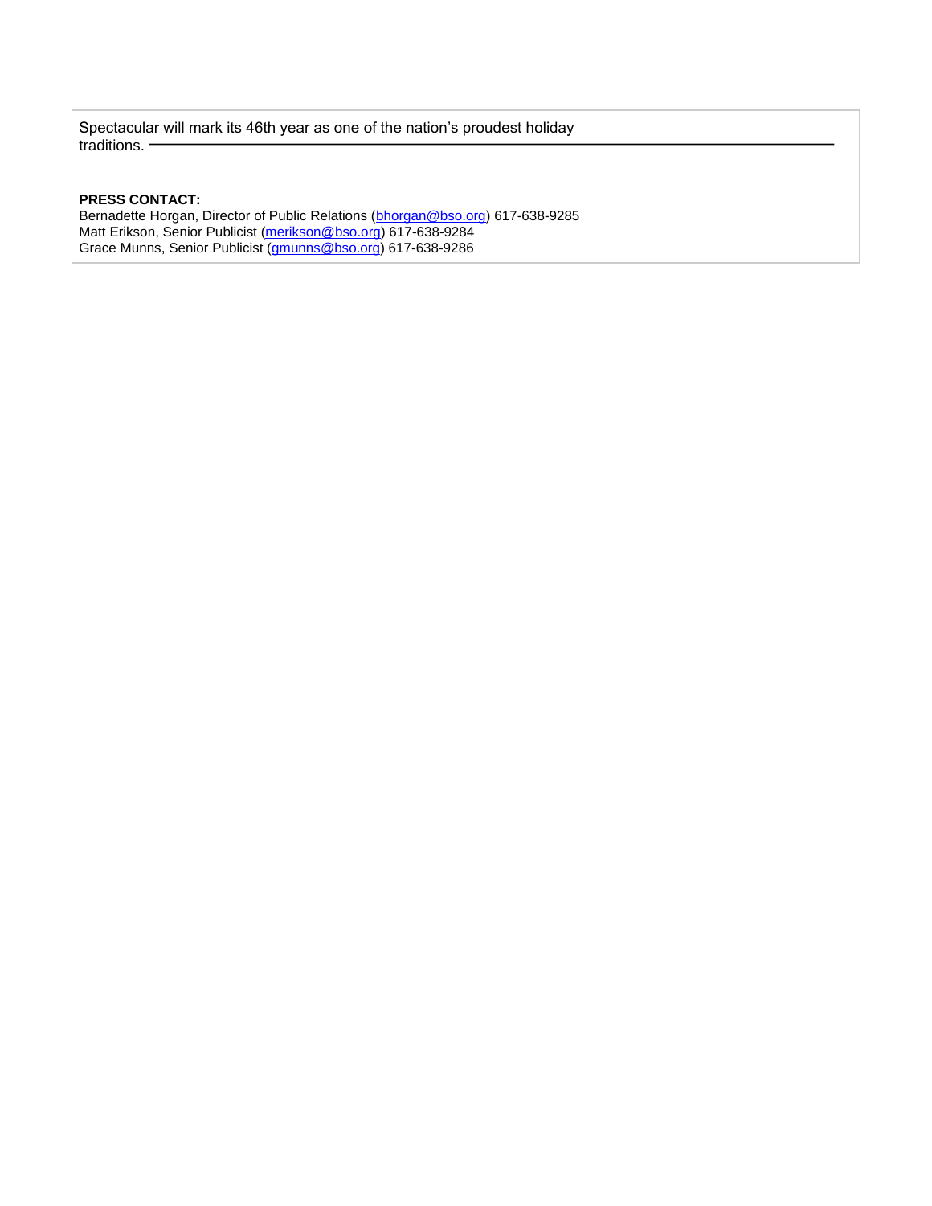Spectacular will mark its 46th year as one of the nation's proudest holiday traditions.

---

**PRESS CONTACT:**
Bernadette Horgan, Director of Public Relations (bhorgan@bso.org) 617-638-9285
Matt Erikson, Senior Publicist (merikson@bso.org) 617-638-9284
Grace Munns, Senior Publicist (gmunns@bso.org) 617-638-9286